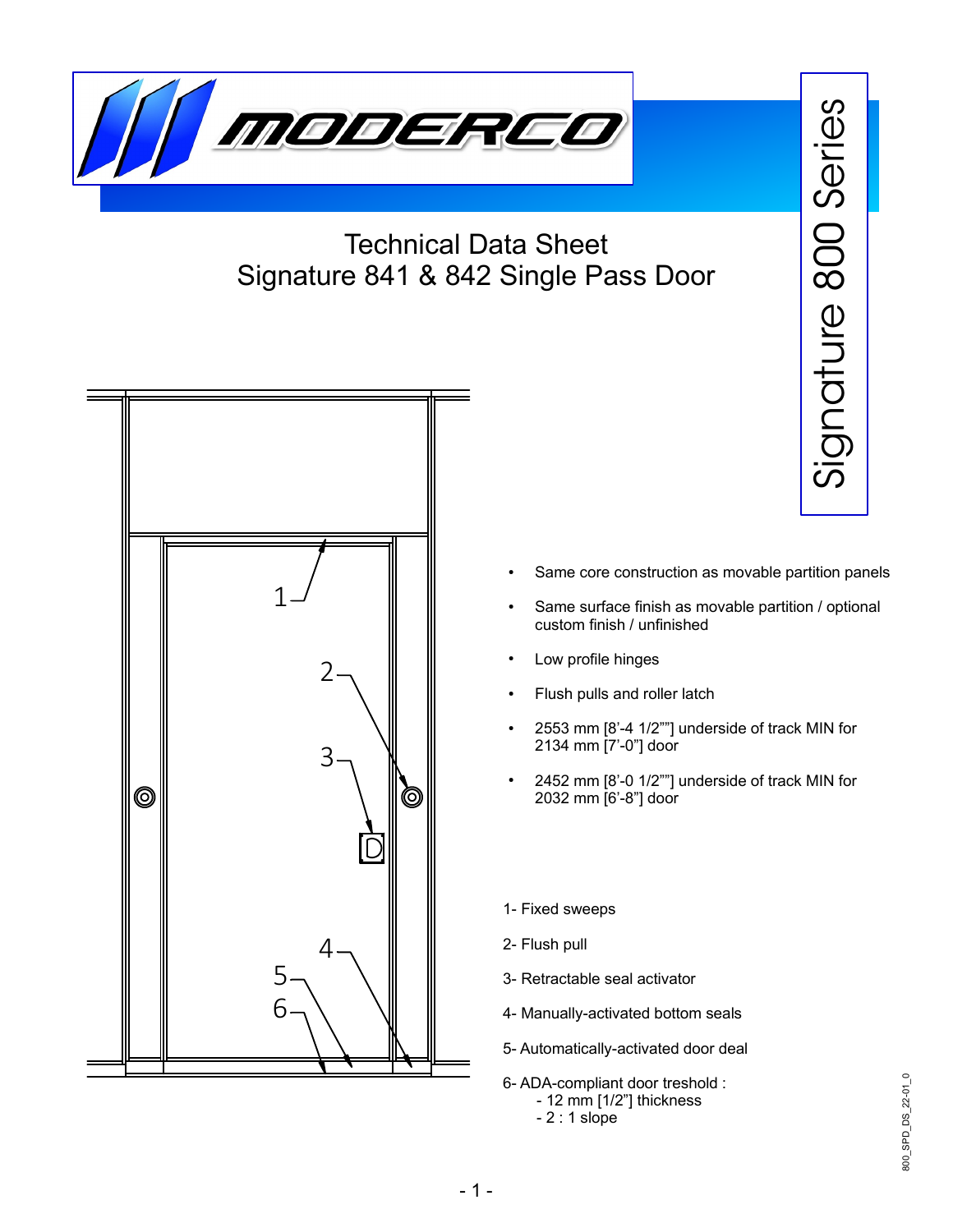MODERCO

Signature 800 Series

# Technical Data Sheet
# Signature 841 & 842 Single Pass Door

- Same core construction as movable partition panels
- Same surface finish as movable partition / optional custom finish / unfinished
- Low profile hinges
- Flush pulls and roller latch
- 2553 mm [8'-4 1/2""] underside of track MIN for 2134 mm [7'-0"] door
- 2452 mm [8'-0 1/2""] underside of track MIN for 2032 mm [6'-8"] door

1- Fixed sweeps

2- Flush pull

3- Retractable seal activator

4- Manually-activated bottom seals

5- Automatically-activated door deal

6- ADA-compliant door treshold :
   - 12 mm [1/2"] thickness
   - 2 : 1 slope

800_SPD_DS_22-01_0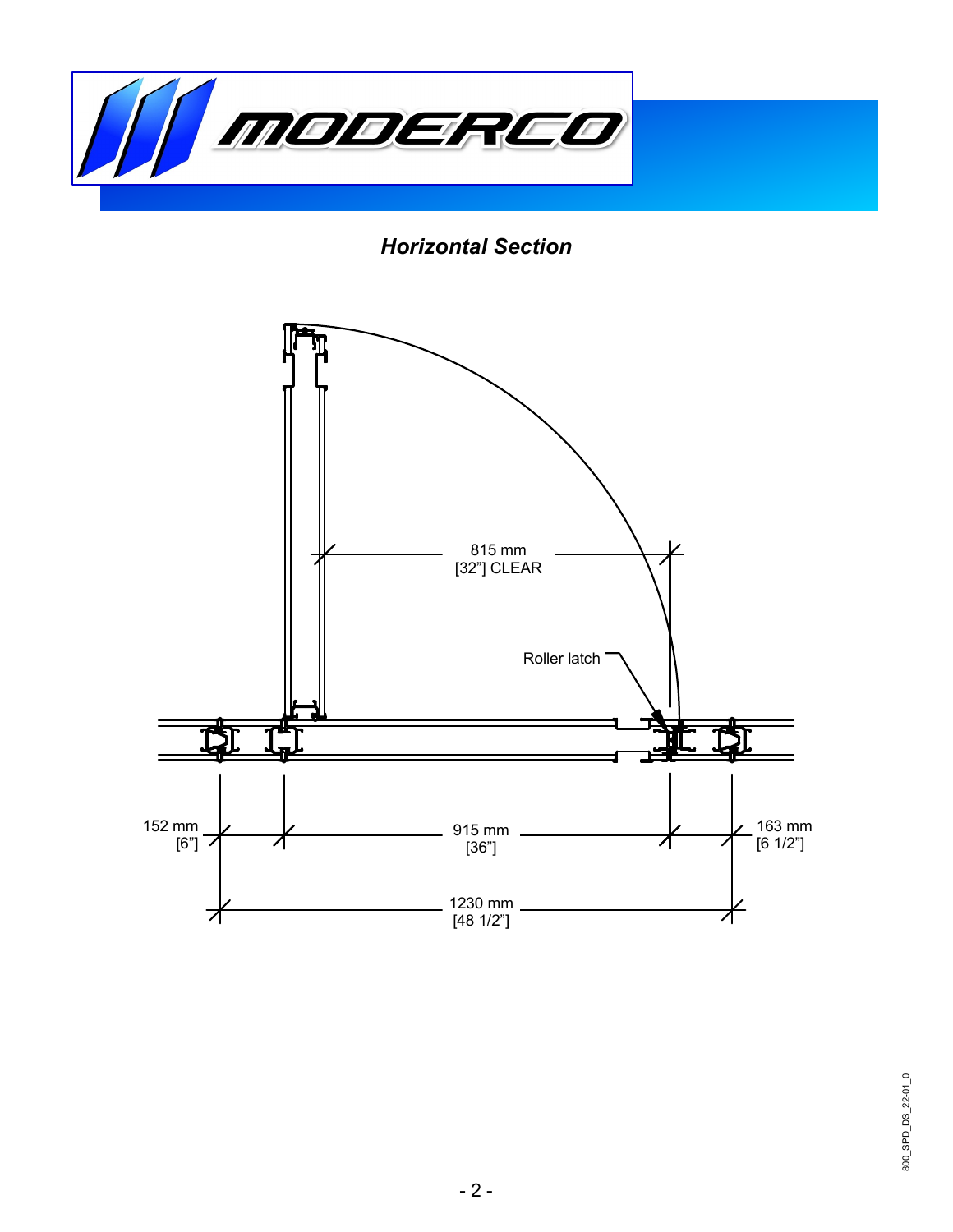## *Horizontal Section*

815 mm
[32"] CLEAR

Roller latch

152 mm
[6"]

915 mm
[36"]

163 mm
[6 1/2"]

1230 mm
[48 1/2"]

800_SPD_DS_22-01_0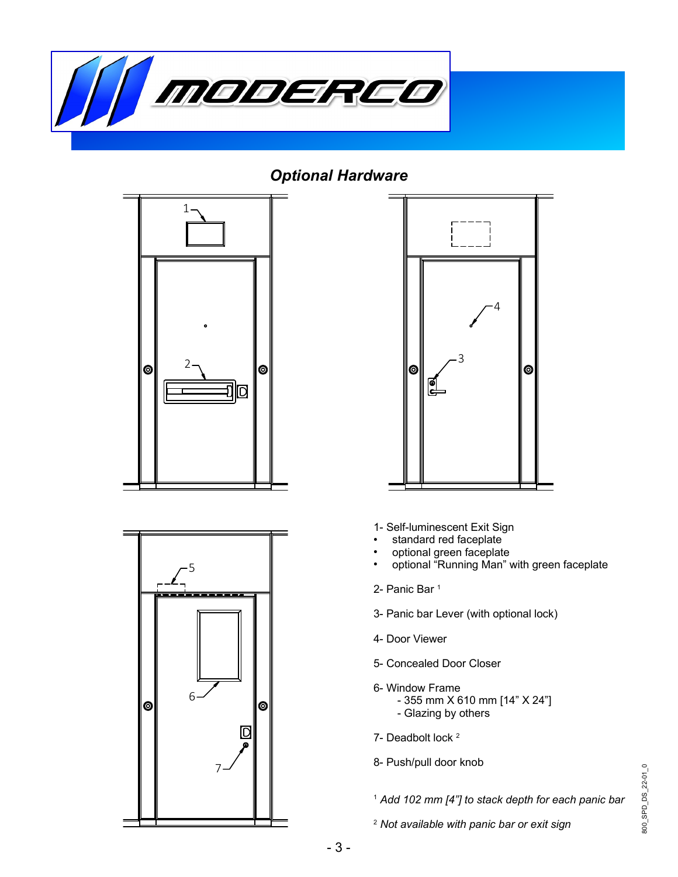## Optional Hardware

1- Self-luminescent Exit Sign
- standard red faceplate
- optional green faceplate
- optional "Running Man" with green faceplate

2- Panic Bar [1]

3- Panic bar Lever (with optional lock)

4- Door Viewer

5- Concealed Door Closer

6- Window Frame
- 355 mm X 610 mm [14" X 24"]
- Glazing by others

7- Deadbolt lock [2]

8- Push/pull door knob

[1] *Add 102 mm [4"] to stack depth for each panic bar*

[2] *Not available with panic bar or exit sign*